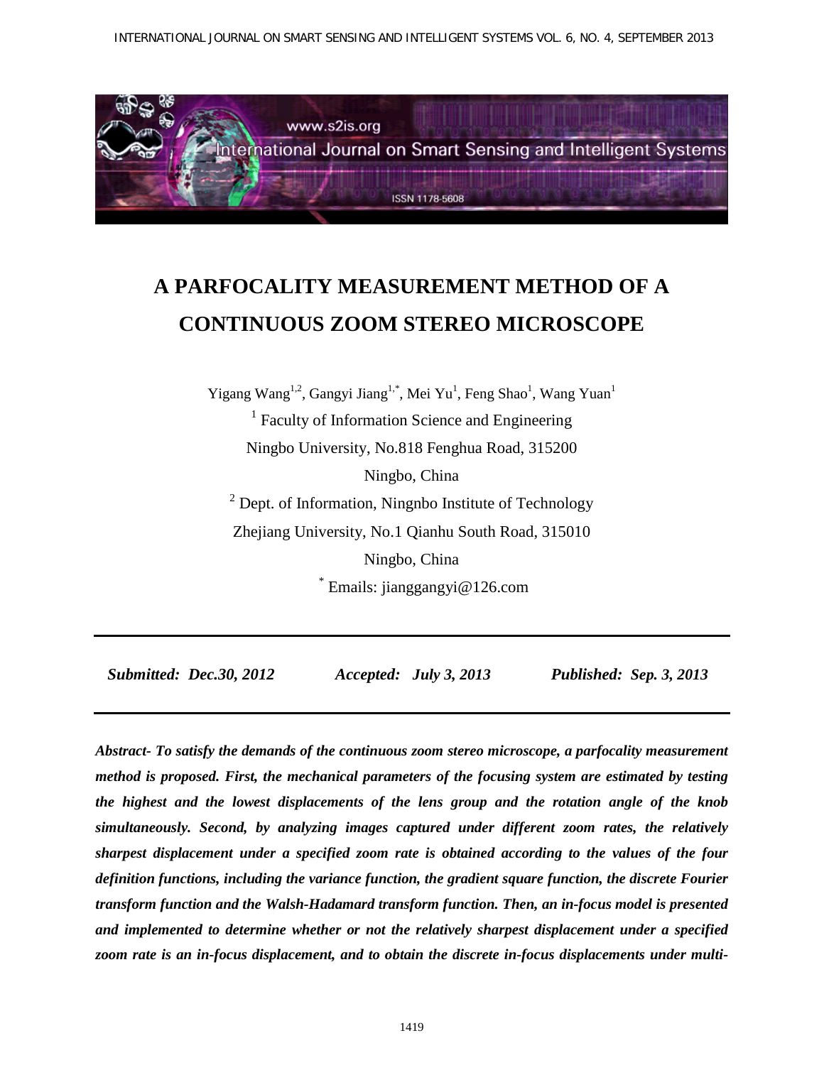# A PARFOCALITY MEASUREMENT METHOD OF A CONTINUOUS ZOOM STEREO MICROSCOPE

Yigang Wang[1,2], Gangyi Jiang[1,*], Mei Yu[1], Feng Shao[1], Wang Yuan[1]

[1] Faculty of Information Science and Engineering

Ningbo University, No.818 Fenghua Road, 315200

Ningbo, China

[2] Dept. of Information, Ningnbo Institute of Technology

Zhejiang University, No.1 Qianhu South Road, 315010

Ningbo, China

[*] Emails: jianggangyi@126.com

---

***Submitted: Dec.30, 2012*** ***Accepted: July 3, 2013*** ***Published: Sep. 3, 2013***

---

***Abstract- To satisfy the demands of the continuous zoom stereo microscope, a parfocality measurement method is proposed. First, the mechanical parameters of the focusing system are estimated by testing the highest and the lowest displacements of the lens group and the rotation angle of the knob simultaneously. Second, by analyzing images captured under different zoom rates, the relatively sharpest displacement under a specified zoom rate is obtained according to the values of the four definition functions, including the variance function, the gradient square function, the discrete Fourier transform function and the Walsh-Hadamard transform function. Then, an in-focus model is presented and implemented to determine whether or not the relatively sharpest displacement under a specified zoom rate is an in-focus displacement, and to obtain the discrete in-focus displacements under multi-***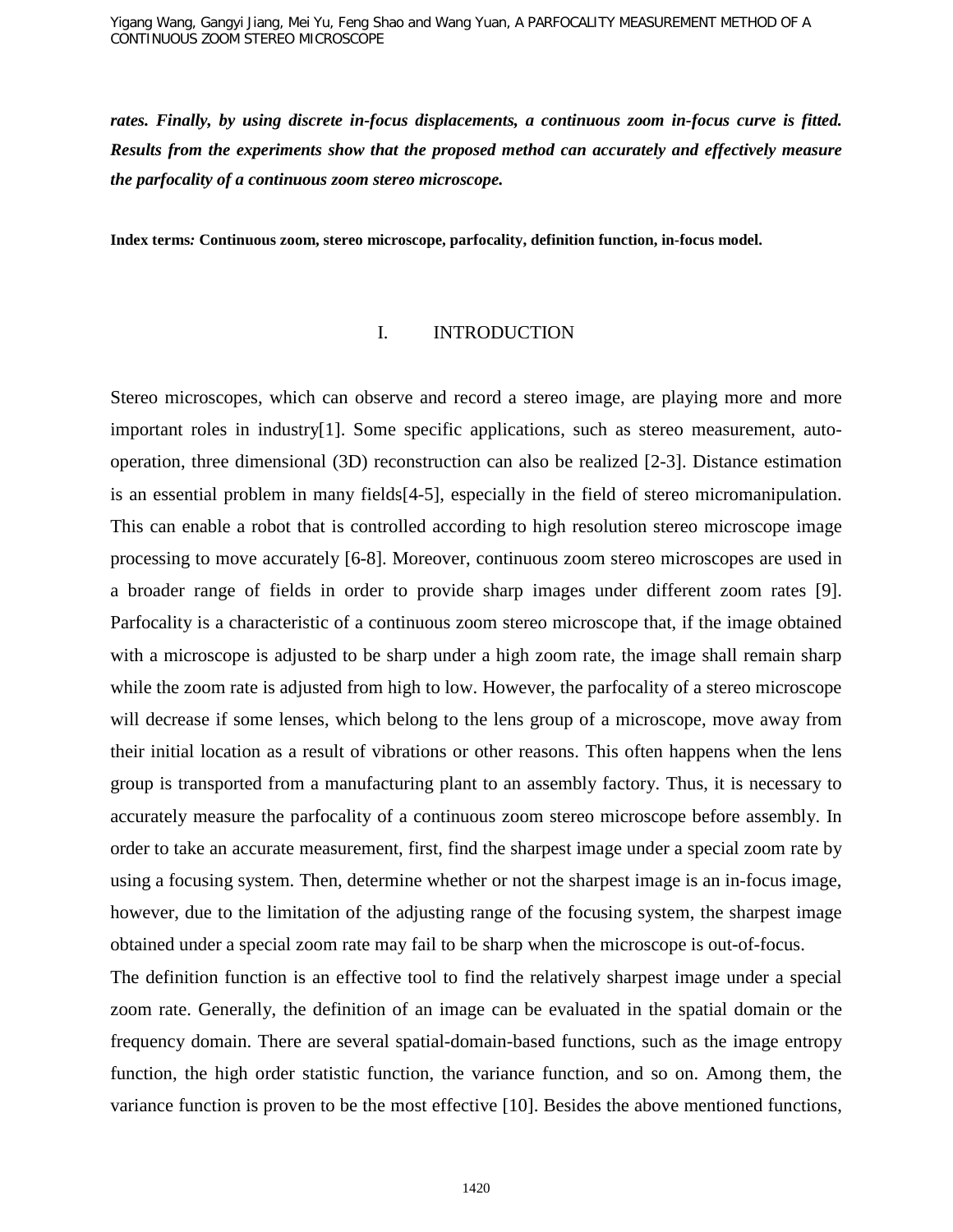***rates. Finally, by using discrete in-focus displacements, a continuous zoom in-focus curve is fitted. Results from the experiments show that the proposed method can accurately and effectively measure the parfocality of a continuous zoom stereo microscope.***

**Index terms: Continuous zoom, stereo microscope, parfocality, definition function, in-focus model.**

## I. INTRODUCTION

Stereo microscopes, which can observe and record a stereo image, are playing more and more important roles in industry[1]. Some specific applications, such as stereo measurement, auto-operation, three dimensional (3D) reconstruction can also be realized [2-3]. Distance estimation is an essential problem in many fields[4-5], especially in the field of stereo micromanipulation. This can enable a robot that is controlled according to high resolution stereo microscope image processing to move accurately [6-8]. Moreover, continuous zoom stereo microscopes are used in a broader range of fields in order to provide sharp images under different zoom rates [9]. Parfocality is a characteristic of a continuous zoom stereo microscope that, if the image obtained with a microscope is adjusted to be sharp under a high zoom rate, the image shall remain sharp while the zoom rate is adjusted from high to low. However, the parfocality of a stereo microscope will decrease if some lenses, which belong to the lens group of a microscope, move away from their initial location as a result of vibrations or other reasons. This often happens when the lens group is transported from a manufacturing plant to an assembly factory. Thus, it is necessary to accurately measure the parfocality of a continuous zoom stereo microscope before assembly. In order to take an accurate measurement, first, find the sharpest image under a special zoom rate by using a focusing system. Then, determine whether or not the sharpest image is an in-focus image, however, due to the limitation of the adjusting range of the focusing system, the sharpest image obtained under a special zoom rate may fail to be sharp when the microscope is out-of-focus.

The definition function is an effective tool to find the relatively sharpest image under a special zoom rate. Generally, the definition of an image can be evaluated in the spatial domain or the frequency domain. There are several spatial-domain-based functions, such as the image entropy function, the high order statistic function, the variance function, and so on. Among them, the variance function is proven to be the most effective [10]. Besides the above mentioned functions,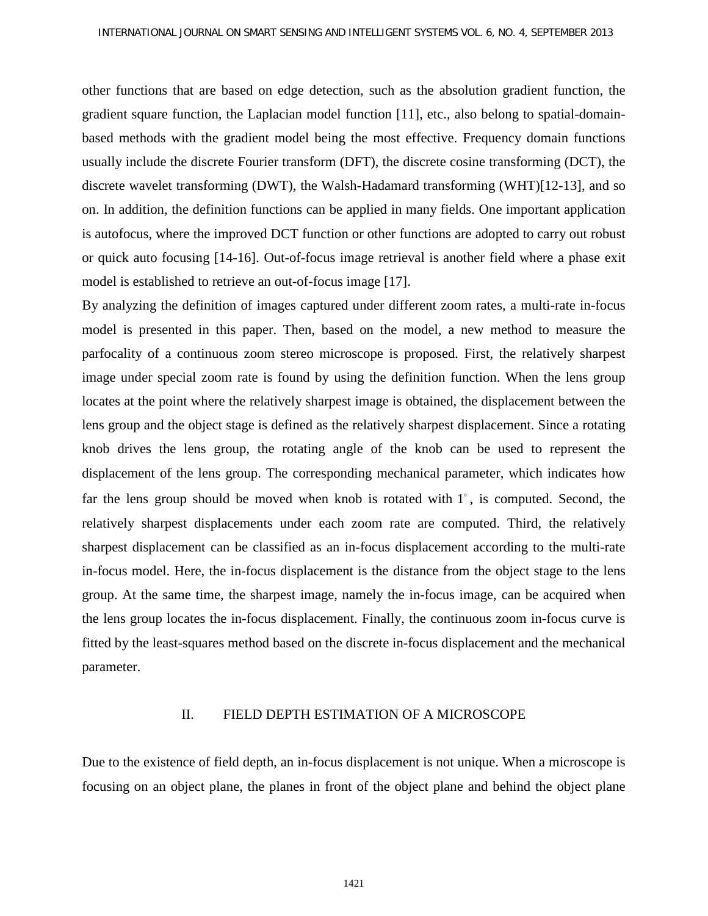other functions that are based on edge detection, such as the absolution gradient function, the gradient square function, the Laplacian model function [11], etc., also belong to spatial-domain-based methods with the gradient model being the most effective. Frequency domain functions usually include the discrete Fourier transform (DFT), the discrete cosine transforming (DCT), the discrete wavelet transforming (DWT), the Walsh-Hadamard transforming (WHT)[12-13], and so on. In addition, the definition functions can be applied in many fields. One important application is autofocus, where the improved DCT function or other functions are adopted to carry out robust or quick auto focusing [14-16]. Out-of-focus image retrieval is another field where a phase exit model is established to retrieve an out-of-focus image [17].

By analyzing the definition of images captured under different zoom rates, a multi-rate in-focus model is presented in this paper. Then, based on the model, a new method to measure the parfocality of a continuous zoom stereo microscope is proposed. First, the relatively sharpest image under special zoom rate is found by using the definition function. When the lens group locates at the point where the relatively sharpest image is obtained, the displacement between the lens group and the object stage is defined as the relatively sharpest displacement. Since a rotating knob drives the lens group, the rotating angle of the knob can be used to represent the displacement of the lens group. The corresponding mechanical parameter, which indicates how far the lens group should be moved when knob is rotated with $1^{\circ}$, is computed. Second, the relatively sharpest displacements under each zoom rate are computed. Third, the relatively sharpest displacement can be classified as an in-focus displacement according to the multi-rate in-focus model. Here, the in-focus displacement is the distance from the object stage to the lens group. At the same time, the sharpest image, namely the in-focus image, can be acquired when the lens group locates the in-focus displacement. Finally, the continuous zoom in-focus curve is fitted by the least-squares method based on the discrete in-focus displacement and the mechanical parameter.

## II. FIELD DEPTH ESTIMATION OF A MICROSCOPE

Due to the existence of field depth, an in-focus displacement is not unique. When a microscope is focusing on an object plane, the planes in front of the object plane and behind the object plane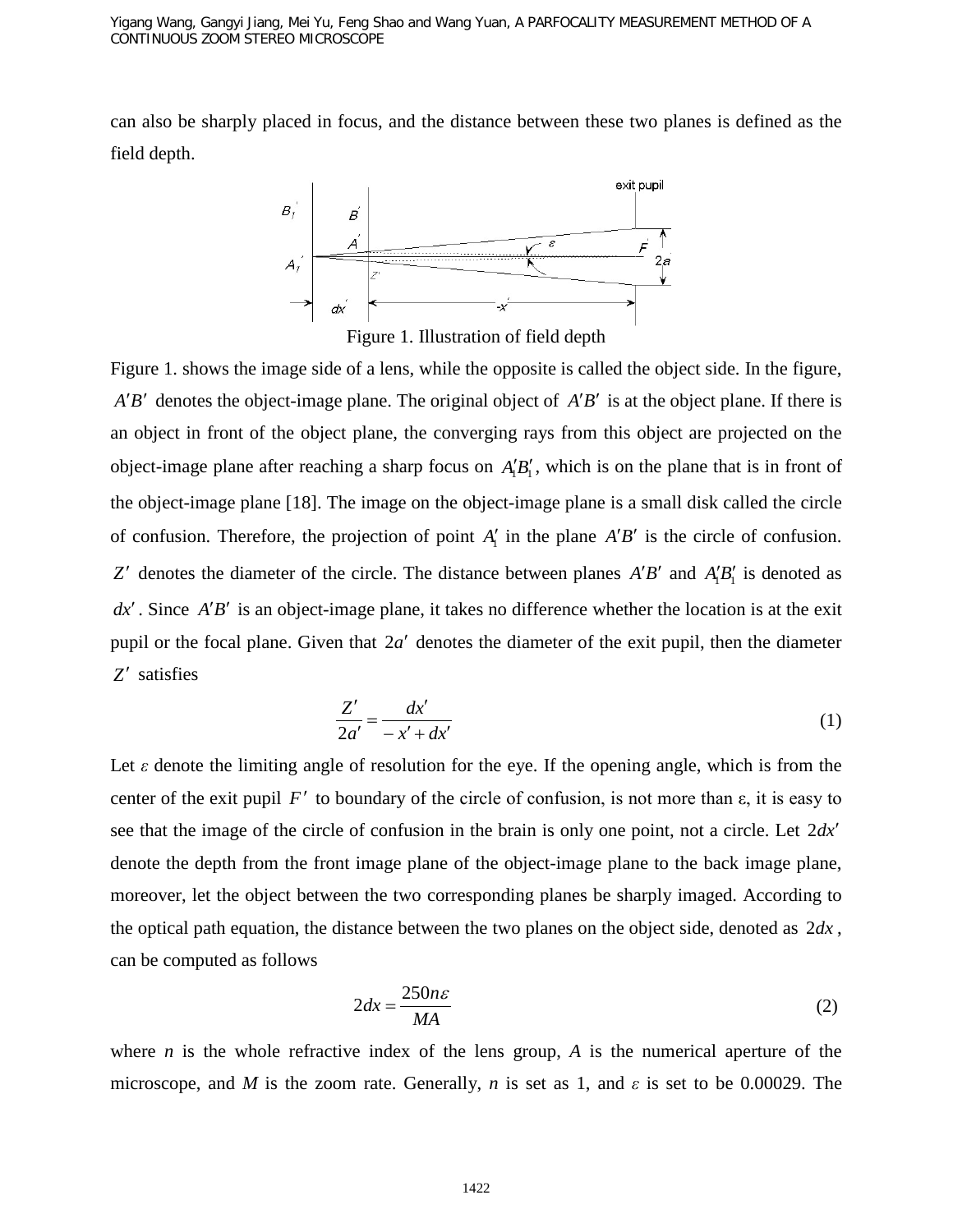can also be sharply placed in focus, and the distance between these two planes is defined as the field depth.

Figure 1. Illustration of field depth

Figure 1. shows the image side of a lens, while the opposite is called the object side. In the figure, $A'B'$ denotes the object-image plane. The original object of $A'B'$ is at the object plane. If there is an object in front of the object plane, the converging rays from this object are projected on the object-image plane after reaching a sharp focus on $A_1'B_1'$, which is on the plane that is in front of the object-image plane [18]. The image on the object-image plane is a small disk called the circle of confusion. Therefore, the projection of point $A_1'$ in the plane $A'B'$ is the circle of confusion. $Z'$ denotes the diameter of the circle. The distance between planes $A'B'$ and $A_1'B_1'$ is denoted as $dx'$. Since $A'B'$ is an object-image plane, it takes no difference whether the location is at the exit pupil or the focal plane. Given that $2a'$ denotes the diameter of the exit pupil, then the diameter $Z'$ satisfies

$$\frac{Z'}{2a'} = \frac{dx'}{-x' + dx'} \tag{1}$$

Let $\varepsilon$ denote the limiting angle of resolution for the eye. If the opening angle, which is from the center of the exit pupil $F'$ to boundary of the circle of confusion, is not more than $\varepsilon$, it is easy to see that the image of the circle of confusion in the brain is only one point, not a circle. Let $2dx'$ denote the depth from the front image plane of the object-image plane to the back image plane, moreover, let the object between the two corresponding planes be sharply imaged. According to the optical path equation, the distance between the two planes on the object side, denoted as $2dx$, can be computed as follows

$$2dx = \frac{250n\varepsilon}{MA} \tag{2}$$

where $n$ is the whole refractive index of the lens group, $A$ is the numerical aperture of the microscope, and $M$ is the zoom rate. Generally, $n$ is set as 1, and $\varepsilon$ is set to be 0.00029. The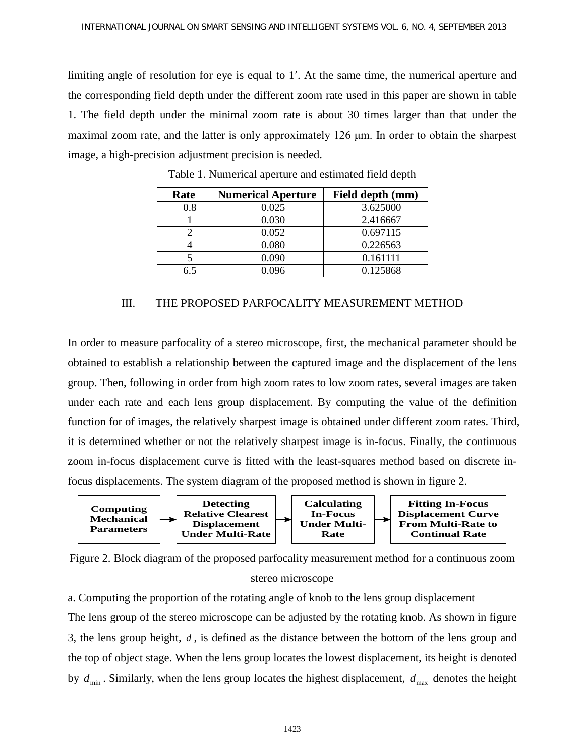limiting angle of resolution for eye is equal to 1′. At the same time, the numerical aperture and the corresponding field depth under the different zoom rate used in this paper are shown in table 1. The field depth under the minimal zoom rate is about 30 times larger than that under the maximal zoom rate, and the latter is only approximately 126 μm. In order to obtain the sharpest image, a high-precision adjustment precision is needed.

Table 1. Numerical aperture and estimated field depth

| Rate | Numerical Aperture | Field depth (mm) |
|---|---|---|
| 0.8 | 0.025 | 3.625000 |
| 1 | 0.030 | 2.416667 |
| 2 | 0.052 | 0.697115 |
| 4 | 0.080 | 0.226563 |
| 5 | 0.090 | 0.161111 |
| 6.5 | 0.096 | 0.125868 |

## III. THE PROPOSED PARFOCALITY MEASUREMENT METHOD

In order to measure parfocality of a stereo microscope, first, the mechanical parameter should be obtained to establish a relationship between the captured image and the displacement of the lens group. Then, following in order from high zoom rates to low zoom rates, several images are taken under each rate and each lens group displacement. By computing the value of the definition function for of images, the relatively sharpest image is obtained under different zoom rates. Third, it is determined whether or not the relatively sharpest image is in-focus. Finally, the continuous zoom in-focus displacement curve is fitted with the least-squares method based on discrete in-focus displacements. The system diagram of the proposed method is shown in figure 2.

**Computing Mechanical Parameters** → **Detecting Relative Clearest Displacement Under Multi-Rate** → **Calculating In-Focus Under Multi-Rate** → **Fitting In-Focus Displacement Curve From Multi-Rate to Continual Rate**

Figure 2. Block diagram of the proposed parfocality measurement method for a continuous zoom stereo microscope

a. Computing the proportion of the rotating angle of knob to the lens group displacement

The lens group of the stereo microscope can be adjusted by the rotating knob. As shown in figure 3, the lens group height, $d$, is defined as the distance between the bottom of the lens group and the top of object stage. When the lens group locates the lowest displacement, its height is denoted by $d_{\min}$. Similarly, when the lens group locates the highest displacement, $d_{\max}$ denotes the height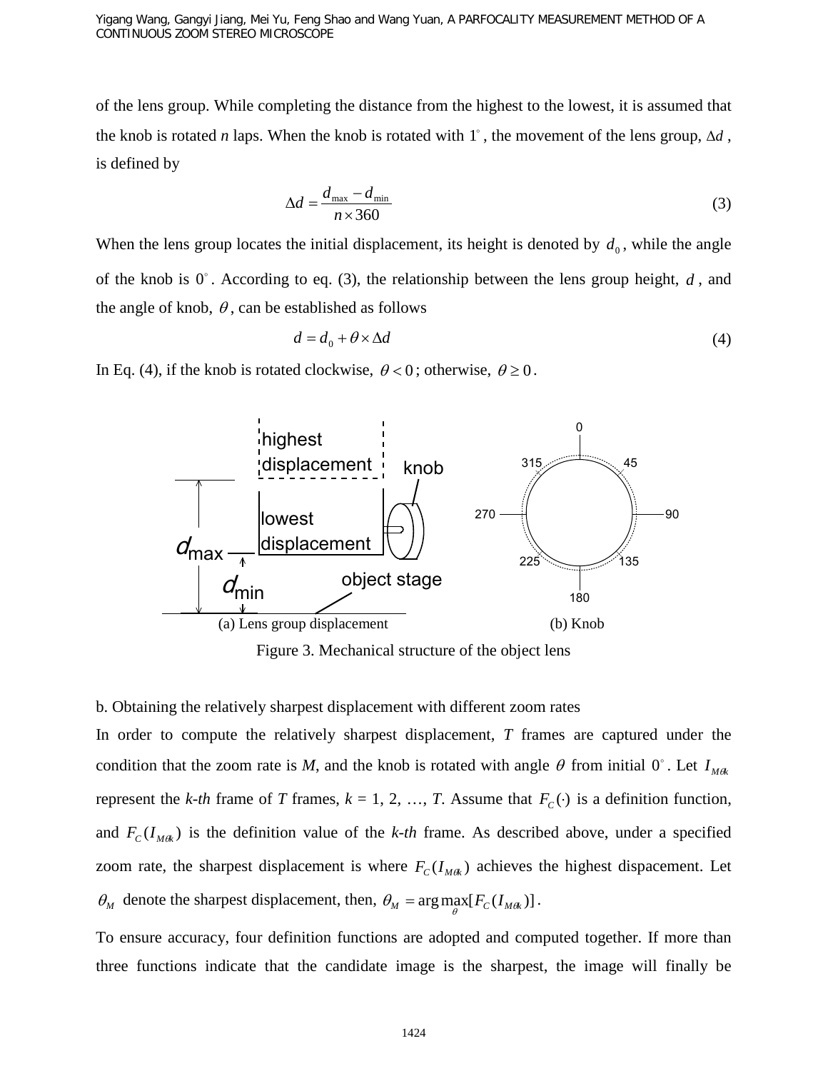of the lens group. While completing the distance from the highest to the lowest, it is assumed that the knob is rotated *n* laps. When the knob is rotated with $1^{\circ}$, the movement of the lens group, $\Delta d$, is defined by

$$\Delta d = \frac{d_{\max} - d_{\min}}{n \times 360} \tag{3}$$

When the lens group locates the initial displacement, its height is denoted by $d_0$, while the angle of the knob is $0^{\circ}$. According to eq. (3), the relationship between the lens group height, $d$, and the angle of knob, $\theta$, can be established as follows

$$d = d_0 + \theta \times \Delta d \tag{4}$$

In Eq. (4), if the knob is rotated clockwise, $\theta < 0$; otherwise, $\theta \geq 0$.

(a) Lens group displacement (b) Knob

Figure 3. Mechanical structure of the object lens

b. Obtaining the relatively sharpest displacement with different zoom rates

In order to compute the relatively sharpest displacement, *T* frames are captured under the condition that the zoom rate is *M*, and the knob is rotated with angle $\theta$ from initial $0^{\circ}$. Let $I_{M\theta k}$ represent the *k-th* frame of *T* frames, *k* = 1, 2, …, *T*. Assume that $F_C(\cdot)$ is a definition function, and $F_C(I_{M\theta k})$ is the definition value of the *k-th* frame. As described above, under a specified zoom rate, the sharpest displacement is where $F_C(I_{M\theta k})$ achieves the highest dispacement. Let $\theta_M$ denote the sharpest displacement, then, $\theta_M = \arg\max_{\theta}[F_C(I_{M\theta k})]$.

To ensure accuracy, four definition functions are adopted and computed together. If more than three functions indicate that the candidate image is the sharpest, the image will finally be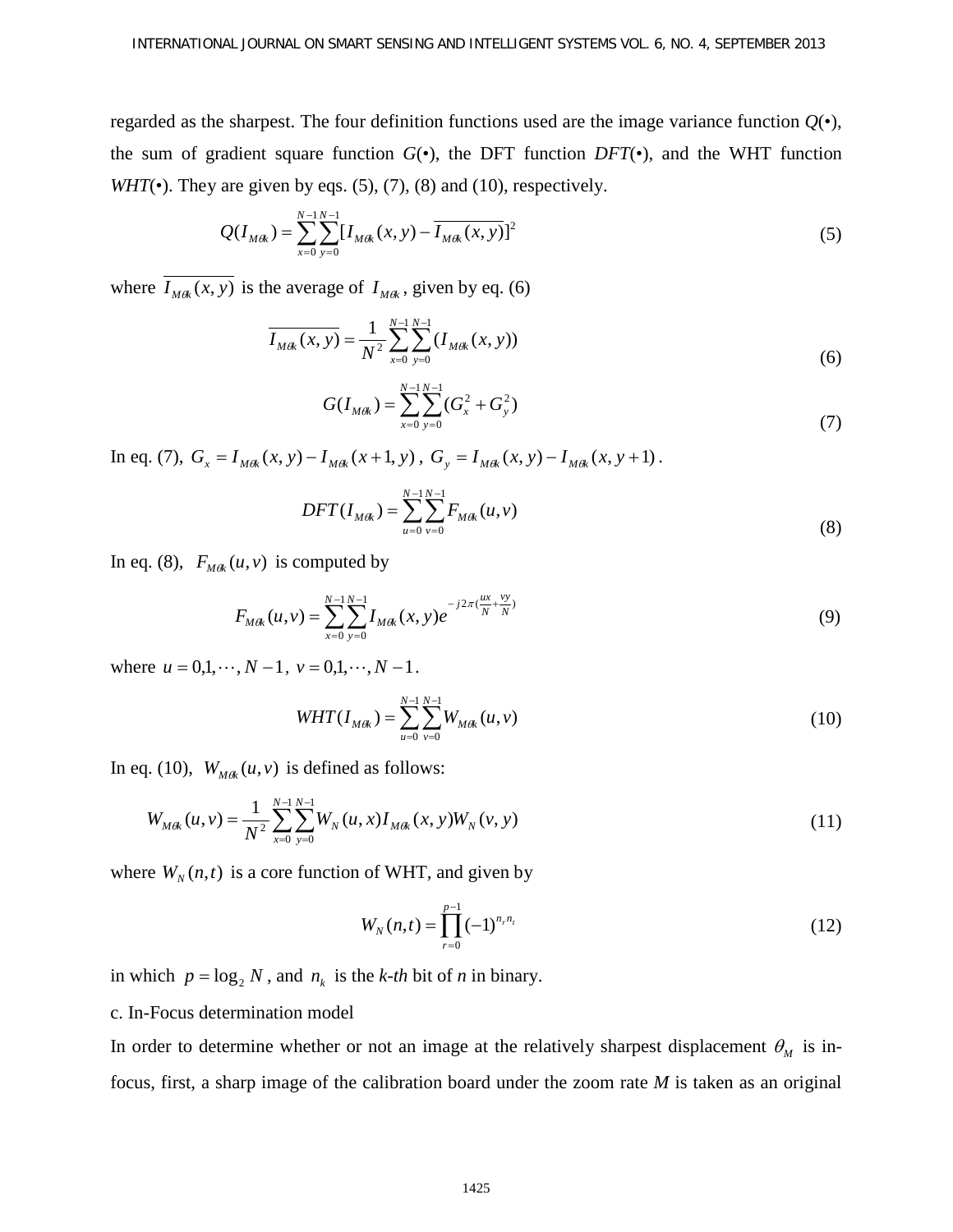regarded as the sharpest. The four definition functions used are the image variance function $Q(\bullet)$, the sum of gradient square function $G(\bullet)$, the DFT function $DFT(\bullet)$, and the WHT function $WHT(\bullet)$. They are given by eqs. (5), (7), (8) and (10), respectively.

$$Q(I_{M\theta k}) = \sum_{x=0}^{N-1}\sum_{y=0}^{N-1}[I_{M\theta k}(x,y) - \overline{I_{M\theta k}(x,y)}]^2 \tag{5}$$

where $\overline{I_{M\theta k}(x,y)}$ is the average of $I_{M\theta k}$, given by eq. (6)

$$\overline{I_{M\theta k}(x,y)} = \frac{1}{N^2}\sum_{x=0}^{N-1}\sum_{y=0}^{N-1}(I_{M\theta k}(x,y)) \tag{6}$$

$$G(I_{M\theta k}) = \sum_{x=0}^{N-1}\sum_{y=0}^{N-1}(G_x^2 + G_y^2) \tag{7}$$

In eq. (7), $G_x = I_{M\theta k}(x,y) - I_{M\theta k}(x+1,y)$, $G_y = I_{M\theta k}(x,y) - I_{M\theta k}(x,y+1)$.

$$DFT(I_{M\theta k}) = \sum_{u=0}^{N-1}\sum_{v=0}^{N-1}F_{M\theta k}(u,v) \tag{8}$$

In eq. (8), $F_{M\theta k}(u,v)$ is computed by

$$F_{M\theta k}(u,v) = \sum_{x=0}^{N-1}\sum_{y=0}^{N-1}I_{M\theta k}(x,y)e^{-j2\pi(\frac{ux}{N}+\frac{vy}{N})} \tag{9}$$

where $u = 0,1,\cdots,N-1$, $v = 0,1,\cdots,N-1$.

$$WHT(I_{M\theta k}) = \sum_{u=0}^{N-1}\sum_{v=0}^{N-1}W_{M\theta k}(u,v) \tag{10}$$

In eq. (10), $W_{M\theta k}(u,v)$ is defined as follows:

$$W_{M\theta k}(u,v) = \frac{1}{N^2}\sum_{x=0}^{N-1}\sum_{y=0}^{N-1}W_N(u,x)I_{M\theta k}(x,y)W_N(v,y) \tag{11}$$

where $W_N(n,t)$ is a core function of WHT, and given by

$$W_N(n,t) = \prod_{r=0}^{p-1}(-1)^{n_r n_t} \tag{12}$$

in which $p = \log_2 N$, and $n_k$ is the *k-th* bit of *n* in binary.

c. In-Focus determination model

In order to determine whether or not an image at the relatively sharpest displacement $\theta_M$ is in-focus, first, a sharp image of the calibration board under the zoom rate *M* is taken as an original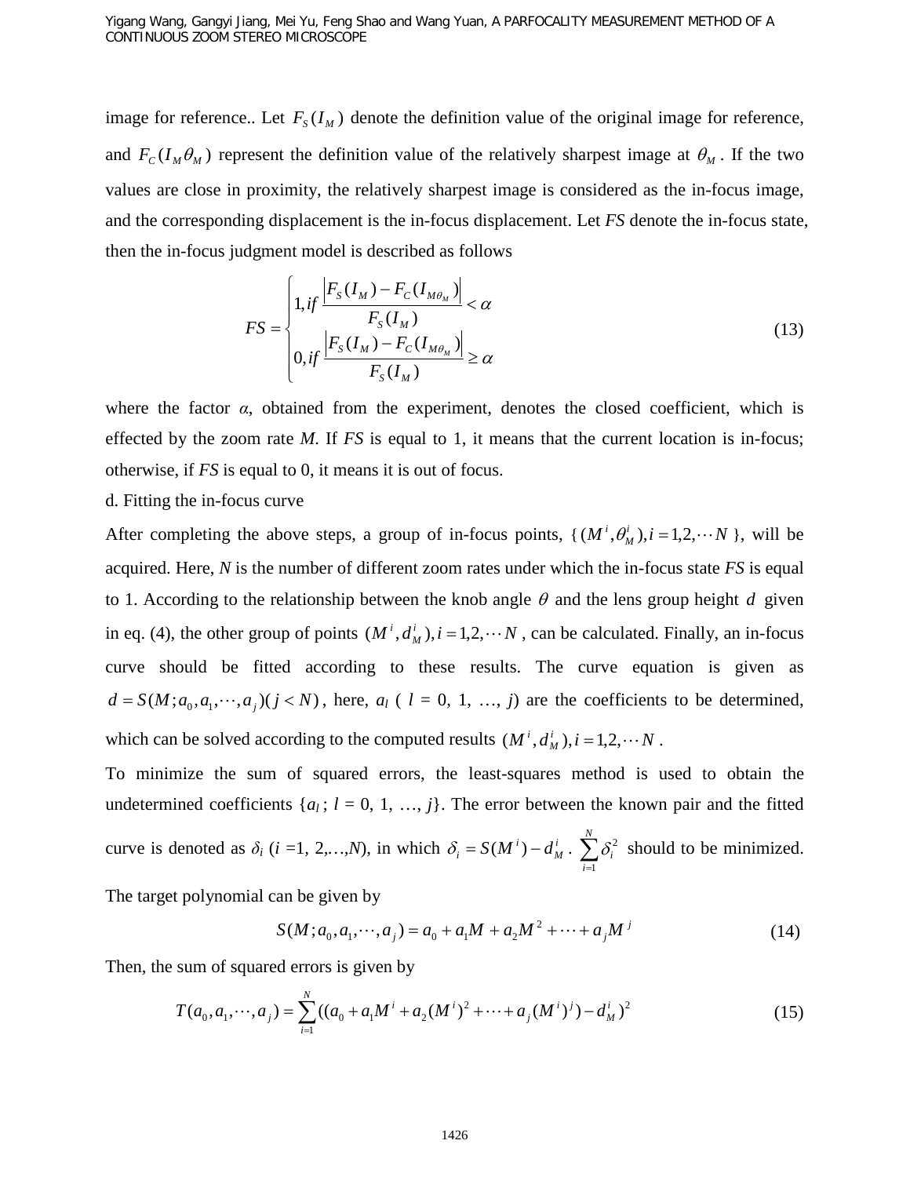image for reference.. Let $F_S(I_M)$ denote the definition value of the original image for reference, and $F_C(I_M\theta_M)$ represent the definition value of the relatively sharpest image at $\theta_M$. If the two values are close in proximity, the relatively sharpest image is considered as the in-focus image, and the corresponding displacement is the in-focus displacement. Let *FS* denote the in-focus state, then the in-focus judgment model is described as follows

$$FS = \begin{cases} 1, if \ \dfrac{\left|F_S(I_M) - F_C(I_{M\theta_M})\right|}{F_S(I_M)} < \alpha \\ 0, if \ \dfrac{\left|F_S(I_M) - F_C(I_{M\theta_M})\right|}{F_S(I_M)} \geq \alpha \end{cases} \tag{13}$$

where the factor $\alpha$, obtained from the experiment, denotes the closed coefficient, which is effected by the zoom rate *M*. If *FS* is equal to 1, it means that the current location is in-focus; otherwise, if *FS* is equal to 0, it means it is out of focus.

d. Fitting the in-focus curve

After completing the above steps, a group of in-focus points, $\{(M^i, \theta_M^i), i = 1,2,\cdots N\}$, will be acquired. Here, *N* is the number of different zoom rates under which the in-focus state *FS* is equal to 1. According to the relationship between the knob angle $\theta$ and the lens group height $d$ given in eq. (4), the other group of points $(M^i, d_M^i), i = 1,2,\cdots N$, can be calculated. Finally, an in-focus curve should be fitted according to these results. The curve equation is given as $d = S(M; a_0, a_1, \cdots, a_j)(j < N)$, here, $a_l$ ( $l$ = 0, 1, …, $j$) are the coefficients to be determined, which can be solved according to the computed results $(M^i, d_M^i), i = 1,2,\cdots N$.

To minimize the sum of squared errors, the least-squares method is used to obtain the undetermined coefficients $\{a_l; l = 0, 1, \ldots, j\}$. The error between the known pair and the fitted curve is denoted as $\delta_i$ ($i$ =1, 2,…,$N$), in which $\delta_i = S(M^i) - d_M^i$. $\sum_{i=1}^{N} \delta_i^2$ should to be minimized. The target polynomial can be given by

$$S(M; a_0, a_1, \cdots, a_j) = a_0 + a_1 M + a_2 M^2 + \cdots + a_j M^j \tag{14}$$

Then, the sum of squared errors is given by

$$T(a_0, a_1, \cdots, a_j) = \sum_{i=1}^{N} ((a_0 + a_1 M^i + a_2 (M^i)^2 + \cdots + a_j (M^i)^j) - d_M^i)^2 \tag{15}$$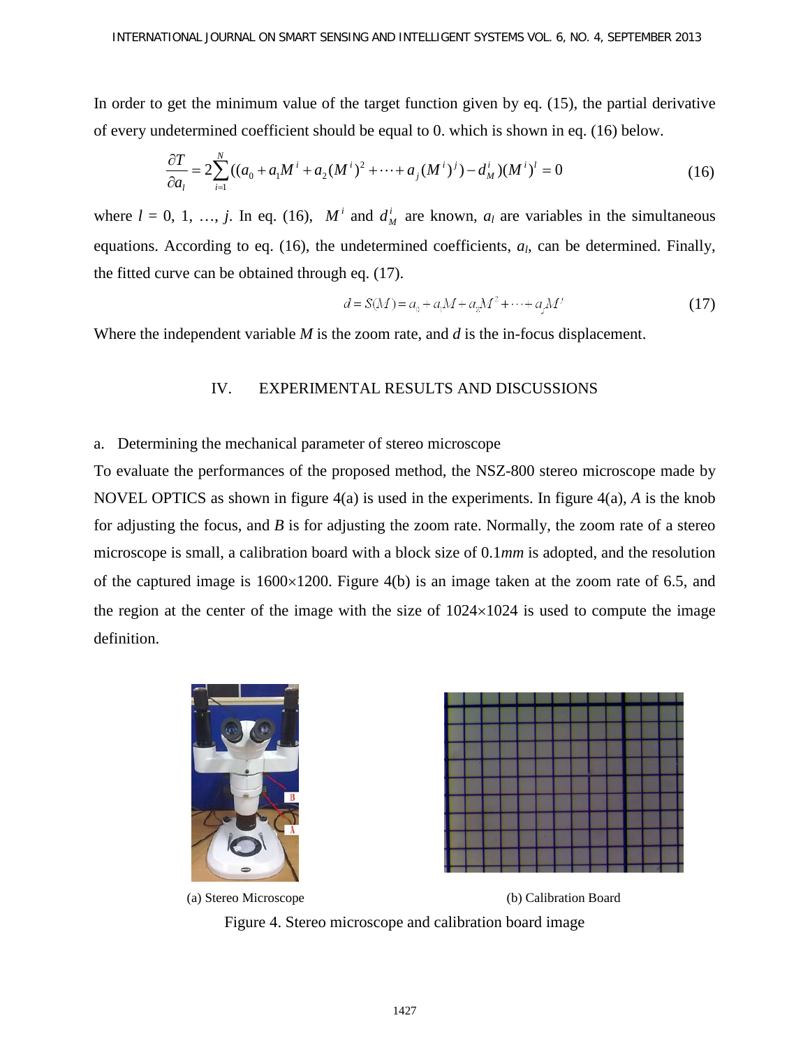In order to get the minimum value of the target function given by eq. (15), the partial derivative of every undetermined coefficient should be equal to 0. which is shown in eq. (16) below.

$$\frac{\partial T}{\partial a_l} = 2\sum_{i=1}^{N}((a_0 + a_1 M^i + a_2 (M^i)^2 + \cdots + a_j (M^i)^j) - d_M^i)(M^i)^l = 0 \tag{16}$$

where $l$ = 0, 1, …, $j$. In eq. (16), $M^i$ and $d_M^i$ are known, $a_l$ are variables in the simultaneous equations. According to eq. (16), the undetermined coefficients, $a_l$, can be determined. Finally, the fitted curve can be obtained through eq. (17).

$$d = S(M) = a_0 + a_1 M + a_2 M^2 + \cdots + a_j M^j \tag{17}$$

Where the independent variable $M$ is the zoom rate, and $d$ is the in-focus displacement.

## IV. EXPERIMENTAL RESULTS AND DISCUSSIONS

### a. Determining the mechanical parameter of stereo microscope

To evaluate the performances of the proposed method, the NSZ-800 stereo microscope made by NOVEL OPTICS as shown in figure 4(a) is used in the experiments. In figure 4(a), *A* is the knob for adjusting the focus, and *B* is for adjusting the zoom rate. Normally, the zoom rate of a stereo microscope is small, a calibration board with a block size of 0.1*mm* is adopted, and the resolution of the captured image is 1600×1200. Figure 4(b) is an image taken at the zoom rate of 6.5, and the region at the center of the image with the size of 1024×1024 is used to compute the image definition.

(a) Stereo Microscope (b) Calibration Board

Figure 4. Stereo microscope and calibration board image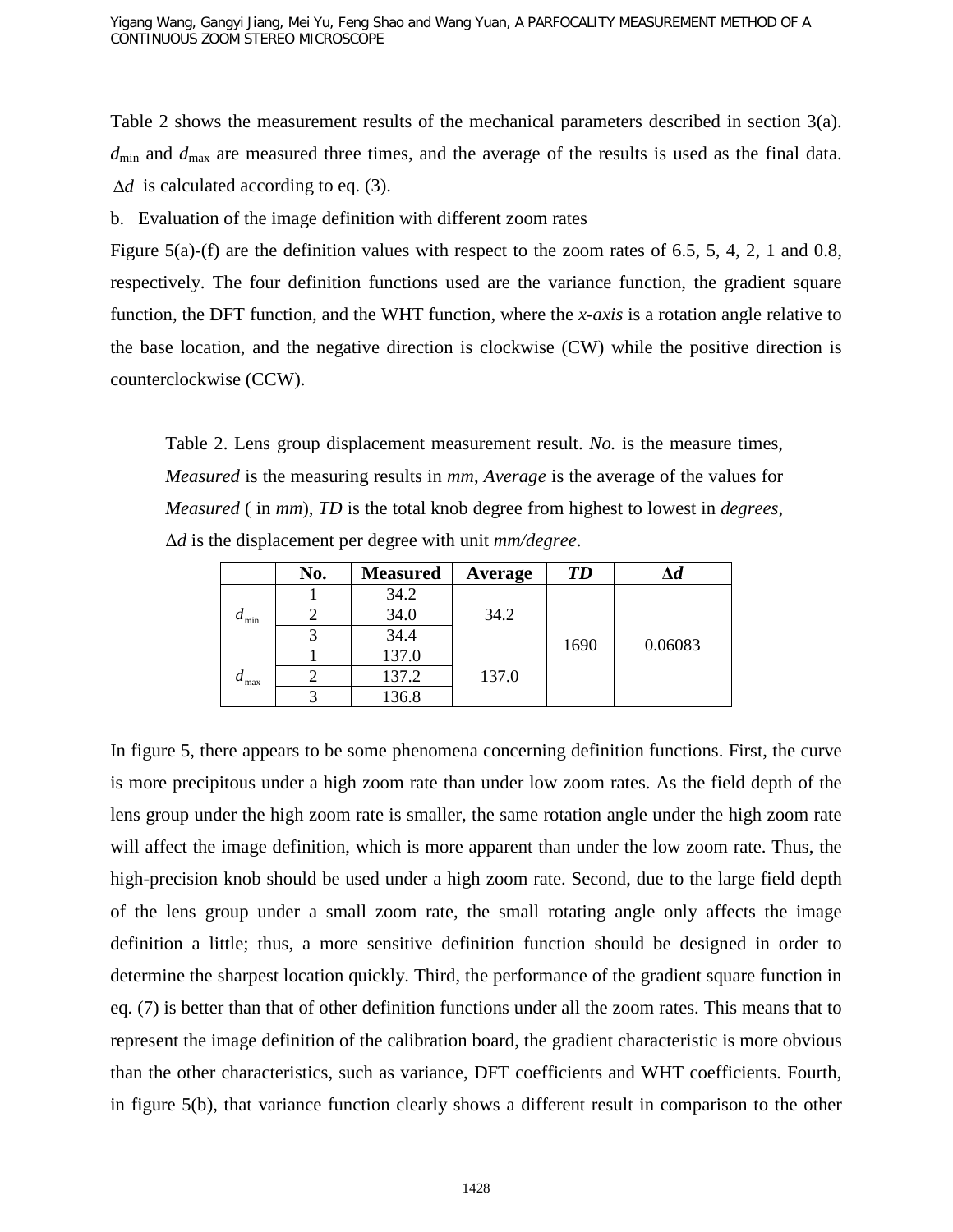Table 2 shows the measurement results of the mechanical parameters described in section 3(a). $d_{\min}$ and $d_{\max}$ are measured three times, and the average of the results is used as the final data. $\Delta d$ is calculated according to eq. (3).

b. Evaluation of the image definition with different zoom rates

Figure 5(a)-(f) are the definition values with respect to the zoom rates of 6.5, 5, 4, 2, 1 and 0.8, respectively. The four definition functions used are the variance function, the gradient square function, the DFT function, and the WHT function, where the *x-axis* is a rotation angle relative to the base location, and the negative direction is clockwise (CW) while the positive direction is counterclockwise (CCW).

Table 2. Lens group displacement measurement result. *No.* is the measure times, *Measured* is the measuring results in *mm*, *Average* is the average of the values for *Measured* ( in *mm*), *TD* is the total knob degree from highest to lowest in *degrees*, $\Delta d$ is the displacement per degree with unit *mm/degree*.

| | **No.** | **Measured** | **Average** | ***TD*** | **$\Delta d$** |
|---|---|---|---|---|---|
| $d_{\min}$ | 1 | 34.2 | 34.2 | 1690 | 0.06083 |
| | 2 | 34.0 | | | |
| | 3 | 34.4 | | | |
| $d_{\max}$ | 1 | 137.0 | 137.0 | | |
| | 2 | 137.2 | | | |
| | 3 | 136.8 | | | |

In figure 5, there appears to be some phenomena concerning definition functions. First, the curve is more precipitous under a high zoom rate than under low zoom rates. As the field depth of the lens group under the high zoom rate is smaller, the same rotation angle under the high zoom rate will affect the image definition, which is more apparent than under the low zoom rate. Thus, the high-precision knob should be used under a high zoom rate. Second, due to the large field depth of the lens group under a small zoom rate, the small rotating angle only affects the image definition a little; thus, a more sensitive definition function should be designed in order to determine the sharpest location quickly. Third, the performance of the gradient square function in eq. (7) is better than that of other definition functions under all the zoom rates. This means that to represent the image definition of the calibration board, the gradient characteristic is more obvious than the other characteristics, such as variance, DFT coefficients and WHT coefficients. Fourth, in figure 5(b), that variance function clearly shows a different result in comparison to the other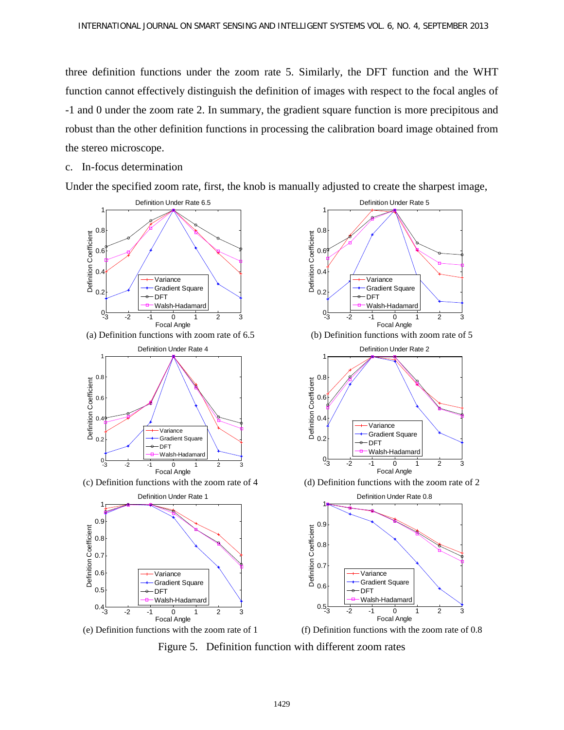three definition functions under the zoom rate 5. Similarly, the DFT function and the WHT function cannot effectively distinguish the definition of images with respect to the focal angles of -1 and 0 under the zoom rate 2. In summary, the gradient square function is more precipitous and robust than the other definition functions in processing the calibration board image obtained from the stereo microscope.

c. In-focus determination

Under the specified zoom rate, first, the knob is manually adjusted to create the sharpest image,

(a) Definition functions with zoom rate of 6.5

(b) Definition functions with zoom rate of 5

(c) Definition functions with the zoom rate of 4

(d) Definition functions with the zoom rate of 2

(e) Definition functions with the zoom rate of 1

(f) Definition functions with the zoom rate of 0.8

Figure 5. Definition function with different zoom rates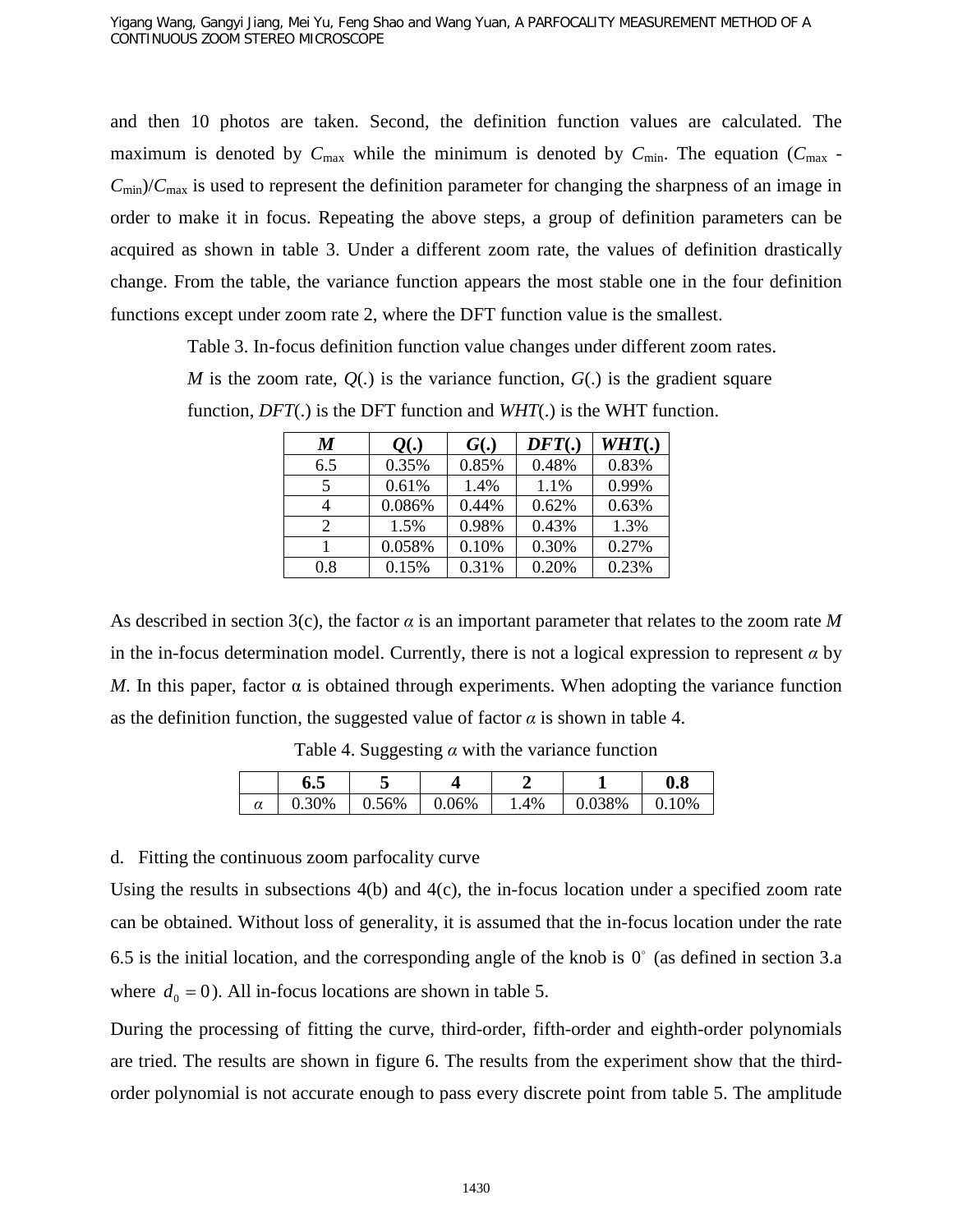and then 10 photos are taken. Second, the definition function values are calculated. The maximum is denoted by $C_{max}$ while the minimum is denoted by $C_{min}$. The equation $(C_{max} - C_{min})/C_{max}$ is used to represent the definition parameter for changing the sharpness of an image in order to make it in focus. Repeating the above steps, a group of definition parameters can be acquired as shown in table 3. Under a different zoom rate, the values of definition drastically change. From the table, the variance function appears the most stable one in the four definition functions except under zoom rate 2, where the DFT function value is the smallest.

Table 3. In-focus definition function value changes under different zoom rates. *M* is the zoom rate, *Q*(.) is the variance function, *G*(.) is the gradient square function, *DFT*(.) is the DFT function and *WHT*(.) is the WHT function.

| *M* | *Q*(.) | *G*(.) | *DFT*(.) | *WHT*(.) |
|---|---|---|---|---|
| 6.5 | 0.35% | 0.85% | 0.48% | 0.83% |
| 5 | 0.61% | 1.4% | 1.1% | 0.99% |
| 4 | 0.086% | 0.44% | 0.62% | 0.63% |
| 2 | 1.5% | 0.98% | 0.43% | 1.3% |
| 1 | 0.058% | 0.10% | 0.30% | 0.27% |
| 0.8 | 0.15% | 0.31% | 0.20% | 0.23% |

As described in section 3(c), the factor $\alpha$ is an important parameter that relates to the zoom rate $M$ in the in-focus determination model. Currently, there is not a logical expression to represent $\alpha$ by $M$. In this paper, factor $\alpha$ is obtained through experiments. When adopting the variance function as the definition function, the suggested value of factor $\alpha$ is shown in table 4.

Table 4. Suggesting $\alpha$ with the variance function

| | **6.5** | **5** | **4** | **2** | **1** | **0.8** |
|---|---|---|---|---|---|---|
| $\alpha$ | 0.30% | 0.56% | 0.06% | 1.4% | 0.038% | 0.10% |

d. Fitting the continuous zoom parfocality curve

Using the results in subsections 4(b) and 4(c), the in-focus location under a specified zoom rate can be obtained. Without loss of generality, it is assumed that the in-focus location under the rate 6.5 is the initial location, and the corresponding angle of the knob is $0^{\circ}$ (as defined in section 3.a where $d_0 = 0$). All in-focus locations are shown in table 5.

During the processing of fitting the curve, third-order, fifth-order and eighth-order polynomials are tried. The results are shown in figure 6. The results from the experiment show that the third-order polynomial is not accurate enough to pass every discrete point from table 5. The amplitude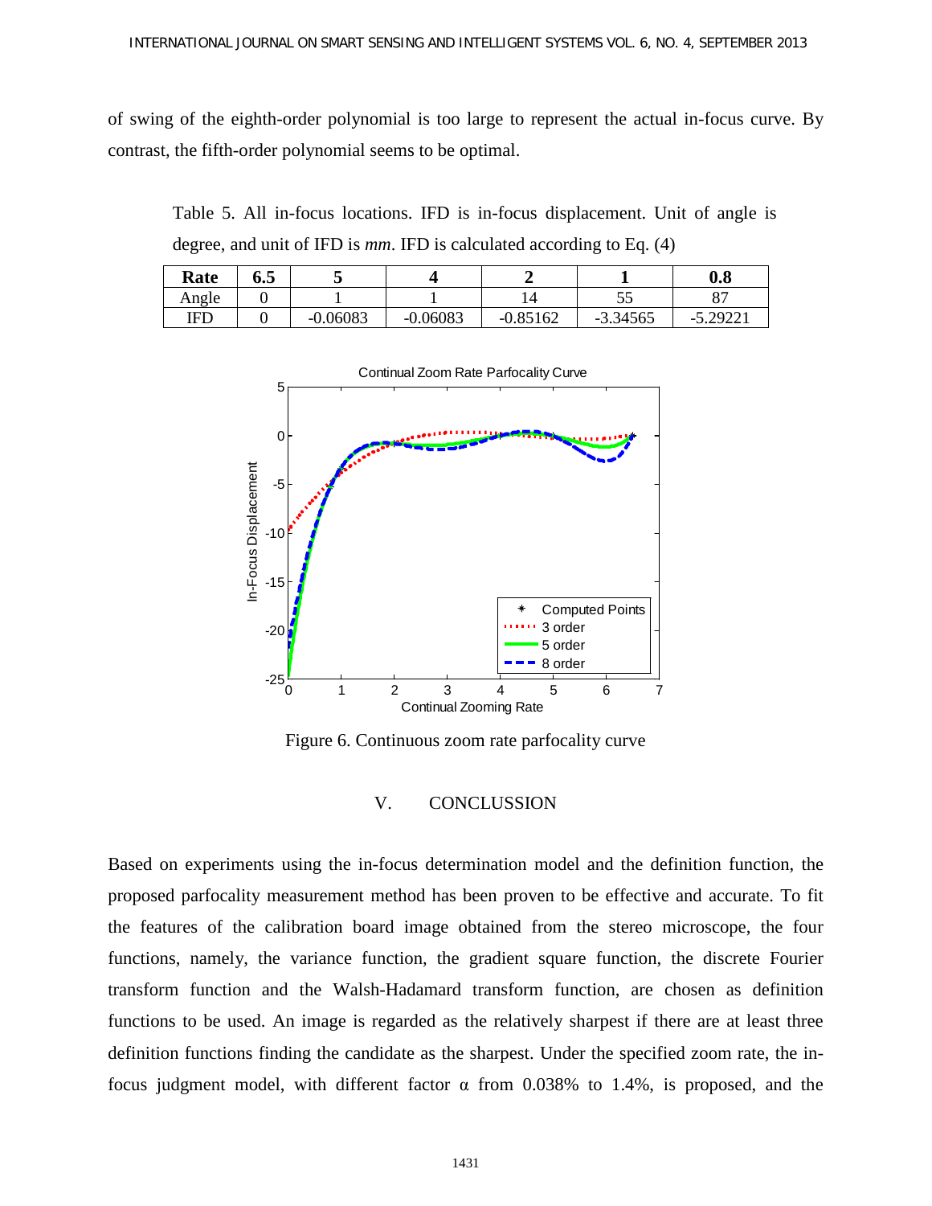of swing of the eighth-order polynomial is too large to represent the actual in-focus curve. By contrast, the fifth-order polynomial seems to be optimal.

Table 5. All in-focus locations. IFD is in-focus displacement. Unit of angle is degree, and unit of IFD is *mm*. IFD is calculated according to Eq. (4)

| **Rate** | **6.5** | **5** | **4** | **2** | **1** | **0.8** |
|---|---|---|---|---|---|---|
| Angle | 0 | 1 | 1 | 14 | 55 | 87 |
| IFD | 0 | -0.06083 | -0.06083 | -0.85162 | -3.34565 | -5.29221 |

Figure 6. Continuous zoom rate parfocality curve

## V. CONCLUSSION

Based on experiments using the in-focus determination model and the definition function, the proposed parfocality measurement method has been proven to be effective and accurate. To fit the features of the calibration board image obtained from the stereo microscope, the four functions, namely, the variance function, the gradient square function, the discrete Fourier transform function and the Walsh-Hadamard transform function, are chosen as definition functions to be used. An image is regarded as the relatively sharpest if there are at least three definition functions finding the candidate as the sharpest. Under the specified zoom rate, the in-focus judgment model, with different factor $\alpha$ from 0.038% to 1.4%, is proposed, and the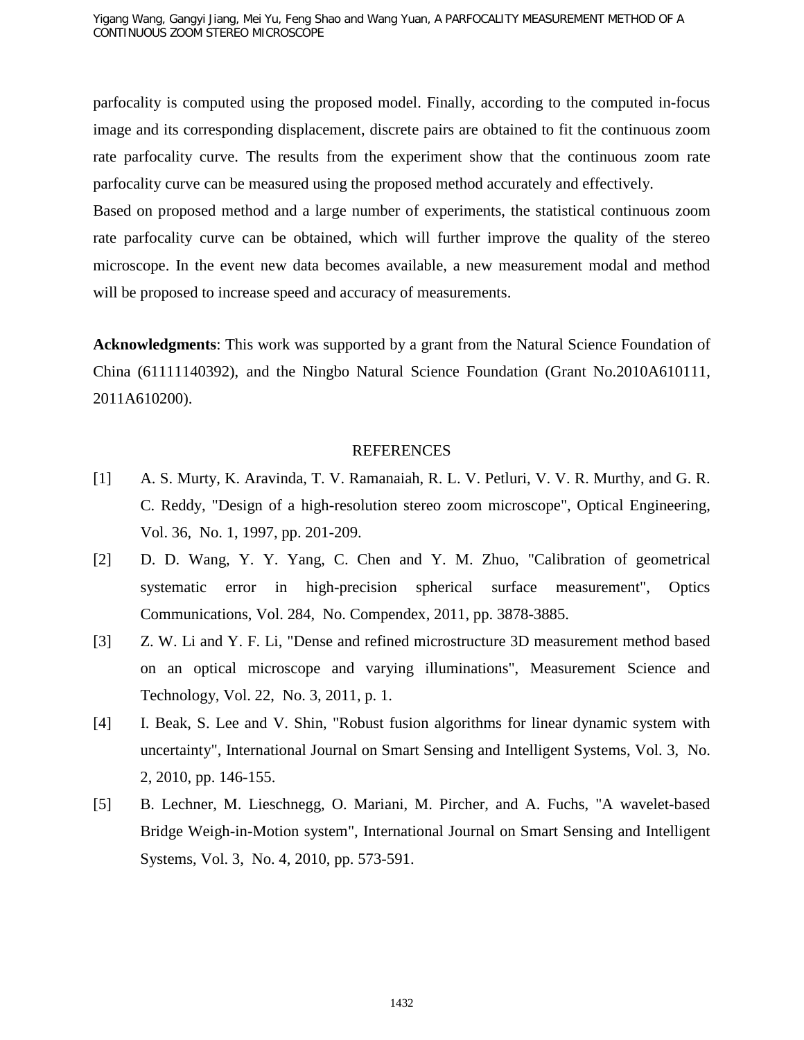parfocality is computed using the proposed model. Finally, according to the computed in-focus image and its corresponding displacement, discrete pairs are obtained to fit the continuous zoom rate parfocality curve. The results from the experiment show that the continuous zoom rate parfocality curve can be measured using the proposed method accurately and effectively.

Based on proposed method and a large number of experiments, the statistical continuous zoom rate parfocality curve can be obtained, which will further improve the quality of the stereo microscope. In the event new data becomes available, a new measurement modal and method will be proposed to increase speed and accuracy of measurements.

**Acknowledgments**: This work was supported by a grant from the Natural Science Foundation of China (61111140392), and the Ningbo Natural Science Foundation (Grant No.2010A610111, 2011A610200).

## REFERENCES

[1] A. S. Murty, K. Aravinda, T. V. Ramanaiah, R. L. V. Petluri, V. V. R. Murthy, and G. R. C. Reddy, "Design of a high-resolution stereo zoom microscope", Optical Engineering, Vol. 36, No. 1, 1997, pp. 201-209.

[2] D. D. Wang, Y. Y. Yang, C. Chen and Y. M. Zhuo, "Calibration of geometrical systematic error in high-precision spherical surface measurement", Optics Communications, Vol. 284, No. Compendex, 2011, pp. 3878-3885.

[3] Z. W. Li and Y. F. Li, "Dense and refined microstructure 3D measurement method based on an optical microscope and varying illuminations", Measurement Science and Technology, Vol. 22, No. 3, 2011, p. 1.

[4] I. Beak, S. Lee and V. Shin, "Robust fusion algorithms for linear dynamic system with uncertainty", International Journal on Smart Sensing and Intelligent Systems, Vol. 3, No. 2, 2010, pp. 146-155.

[5] B. Lechner, M. Lieschnegg, O. Mariani, M. Pircher, and A. Fuchs, "A wavelet-based Bridge Weigh-in-Motion system", International Journal on Smart Sensing and Intelligent Systems, Vol. 3, No. 4, 2010, pp. 573-591.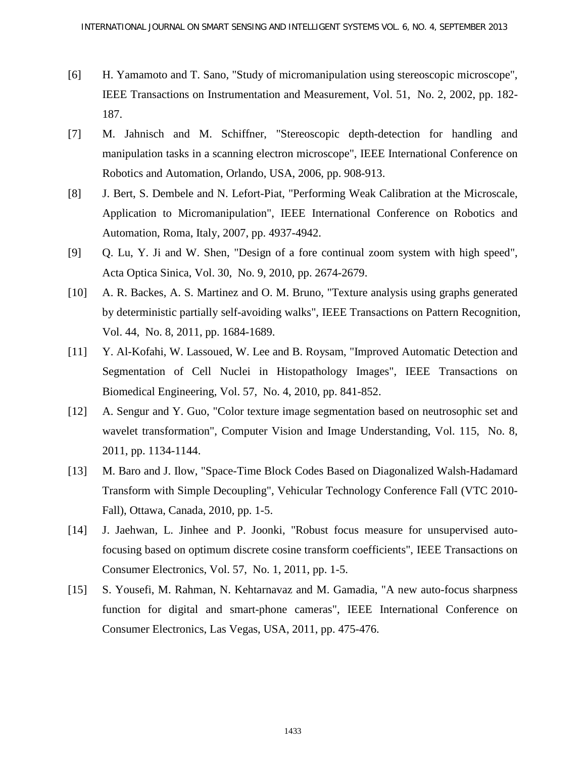[6] H. Yamamoto and T. Sano, "Study of micromanipulation using stereoscopic microscope", IEEE Transactions on Instrumentation and Measurement, Vol. 51, No. 2, 2002, pp. 182-187.

[7] M. Jahnisch and M. Schiffner, "Stereoscopic depth-detection for handling and manipulation tasks in a scanning electron microscope", IEEE International Conference on Robotics and Automation, Orlando, USA, 2006, pp. 908-913.

[8] J. Bert, S. Dembele and N. Lefort-Piat, "Performing Weak Calibration at the Microscale, Application to Micromanipulation", IEEE International Conference on Robotics and Automation, Roma, Italy, 2007, pp. 4937-4942.

[9] Q. Lu, Y. Ji and W. Shen, "Design of a fore continual zoom system with high speed", Acta Optica Sinica, Vol. 30, No. 9, 2010, pp. 2674-2679.

[10] A. R. Backes, A. S. Martinez and O. M. Bruno, "Texture analysis using graphs generated by deterministic partially self-avoiding walks", IEEE Transactions on Pattern Recognition, Vol. 44, No. 8, 2011, pp. 1684-1689.

[11] Y. Al-Kofahi, W. Lassoued, W. Lee and B. Roysam, "Improved Automatic Detection and Segmentation of Cell Nuclei in Histopathology Images", IEEE Transactions on Biomedical Engineering, Vol. 57, No. 4, 2010, pp. 841-852.

[12] A. Sengur and Y. Guo, "Color texture image segmentation based on neutrosophic set and wavelet transformation", Computer Vision and Image Understanding, Vol. 115, No. 8, 2011, pp. 1134-1144.

[13] M. Baro and J. Ilow, "Space-Time Block Codes Based on Diagonalized Walsh-Hadamard Transform with Simple Decoupling", Vehicular Technology Conference Fall (VTC 2010-Fall), Ottawa, Canada, 2010, pp. 1-5.

[14] J. Jaehwan, L. Jinhee and P. Joonki, "Robust focus measure for unsupervised auto-focusing based on optimum discrete cosine transform coefficients", IEEE Transactions on Consumer Electronics, Vol. 57, No. 1, 2011, pp. 1-5.

[15] S. Yousefi, M. Rahman, N. Kehtarnavaz and M. Gamadia, "A new auto-focus sharpness function for digital and smart-phone cameras", IEEE International Conference on Consumer Electronics, Las Vegas, USA, 2011, pp. 475-476.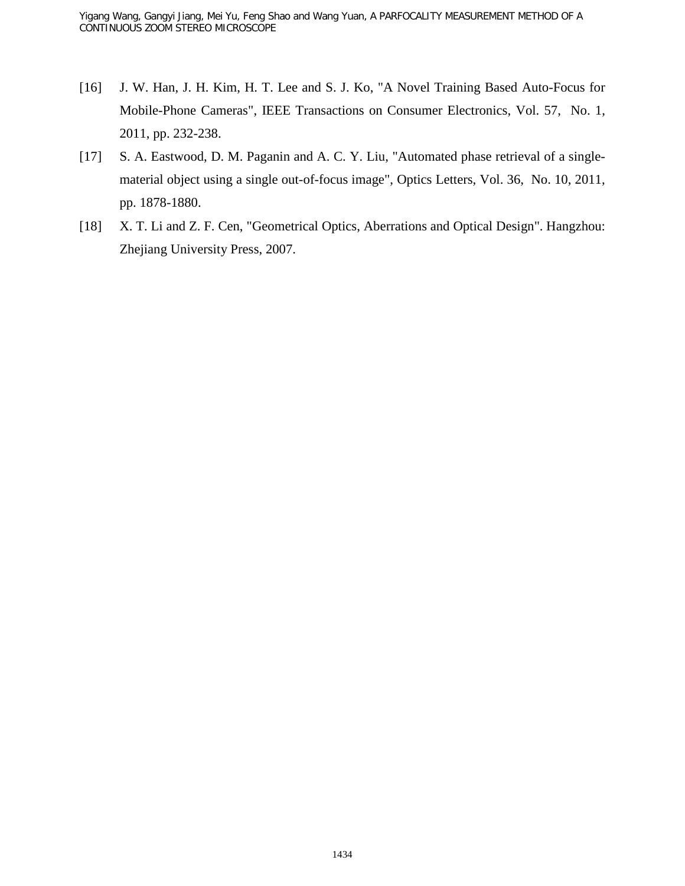[16] J. W. Han, J. H. Kim, H. T. Lee and S. J. Ko, "A Novel Training Based Auto-Focus for Mobile-Phone Cameras", IEEE Transactions on Consumer Electronics, Vol. 57, No. 1, 2011, pp. 232-238.

[17] S. A. Eastwood, D. M. Paganin and A. C. Y. Liu, "Automated phase retrieval of a single-material object using a single out-of-focus image", Optics Letters, Vol. 36, No. 10, 2011, pp. 1878-1880.

[18] X. T. Li and Z. F. Cen, "Geometrical Optics, Aberrations and Optical Design". Hangzhou: Zhejiang University Press, 2007.